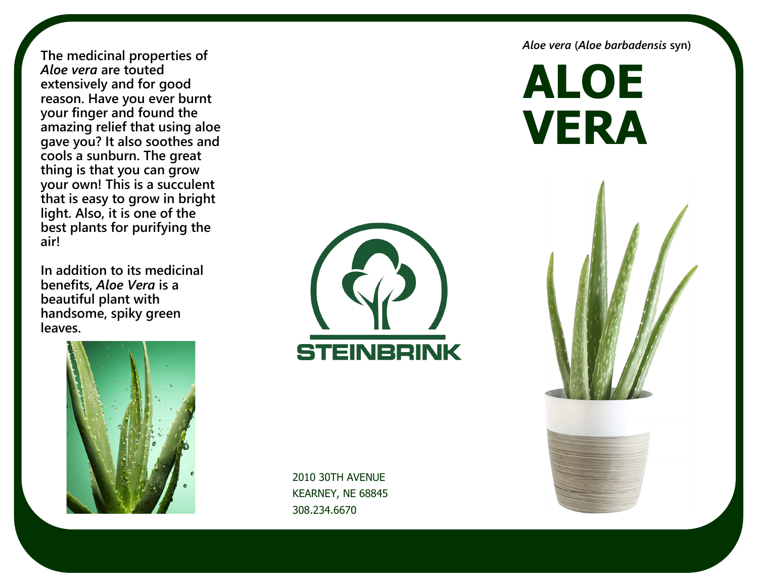*Aloe vera* (*Aloe barbadensis* syn)

# ALOE VERA

**The medicinal properties of *Aloe vera* are touted extensively and for good reason. Have you ever burnt your finger and found the amazing relief that using aloe gave you? It also soothes and cools a sunburn. The great thing is that you can grow your own! This is a succulent that is easy to grow in bright light. Also, it is one of the best plants for purifying the air!**

**In addition to its medicinal benefits, *Aloe Vera* is a beautiful plant with handsome, spiky green leaves.**

STEINBRINK

2010 30TH AVENUE
KEARNEY, NE 68845
308.234.6670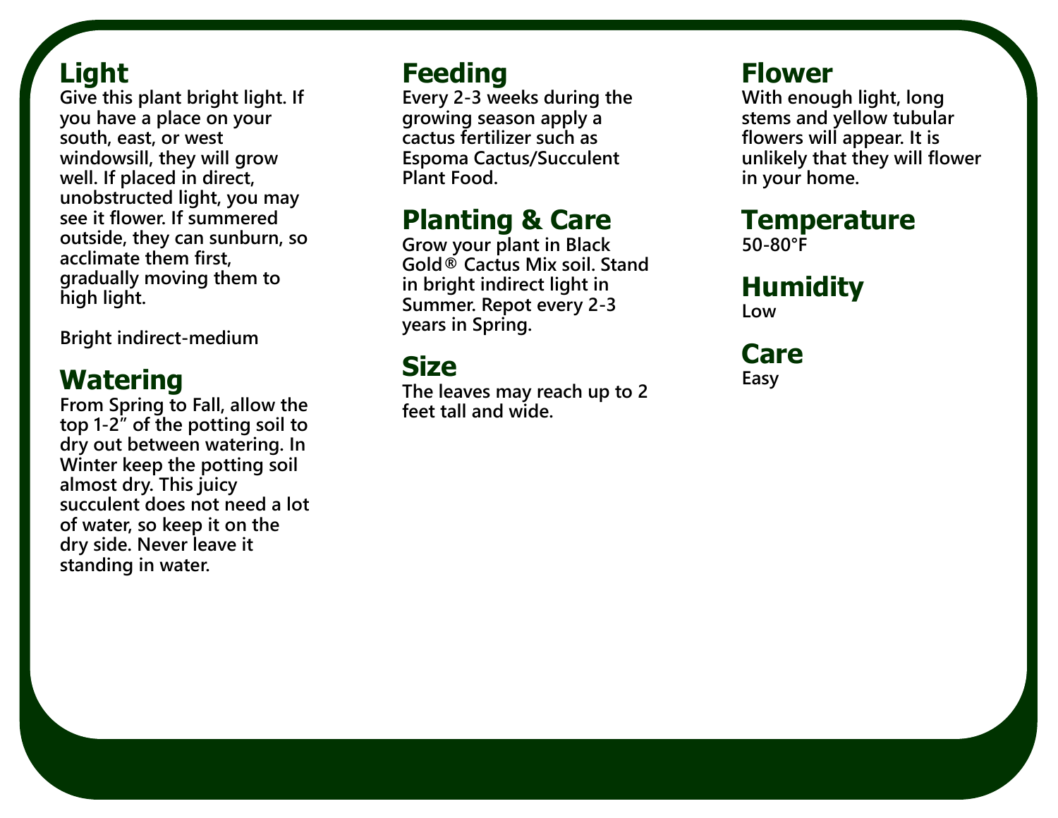## Light

Give this plant bright light. If you have a place on your south, east, or west windowsill, they will grow well. If placed in direct, unobstructed light, you may see it flower. If summered outside, they can sunburn, so acclimate them first, gradually moving them to high light.

Bright indirect-medium

## Watering

From Spring to Fall, allow the top 1-2" of the potting soil to dry out between watering. In Winter keep the potting soil almost dry. This juicy succulent does not need a lot of water, so keep it on the dry side. Never leave it standing in water.

## Feeding

Every 2-3 weeks during the growing season apply a cactus fertilizer such as Espoma Cactus/Succulent Plant Food.

## Planting & Care

Grow your plant in Black Gold® Cactus Mix soil. Stand in bright indirect light in Summer. Repot every 2-3 years in Spring.

## Size

The leaves may reach up to 2 feet tall and wide.

## Flower

With enough light, long stems and yellow tubular flowers will appear. It is unlikely that they will flower in your home.

## Temperature

50-80°F

## Humidity

Low

## Care

Easy